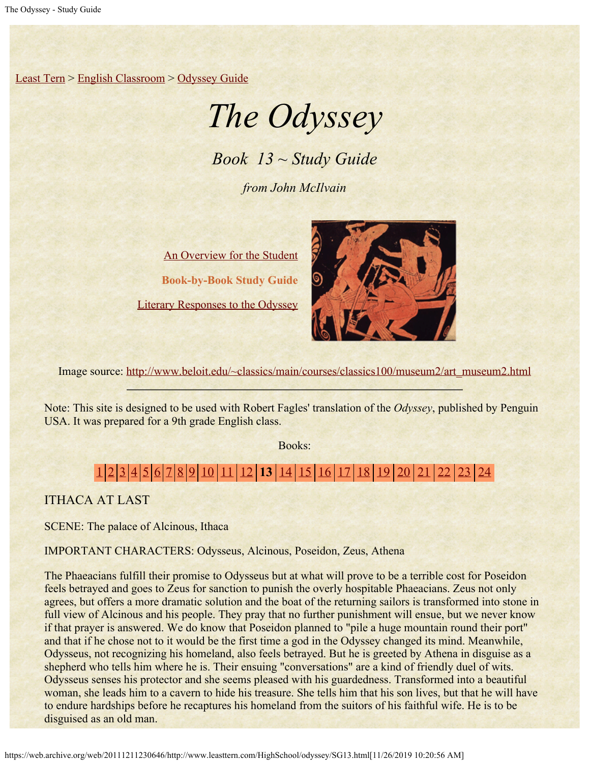Least Tern > English Classroom > Odyssey Guide

# *The Odyssey*

## *Book 13 ~ Study Guide*

*from John McIlvain*

An Overview for the Student

**Book-by-Book Study Guide**

Literary Responses to the Odyssey

Image source: http://www.beloit.edu/~classics/main/courses/classics100/museum2/art_museum2.html

---

Note: This site is designed to be used with Robert Fagles' translation of the *Odyssey*, published by Penguin USA. It was prepared for a 9th grade English class.

Books:

| 1 | 2 | 3 | 4 | 5 | 6 | 7 | 8 | 9 | 10 | 11 | 12 | **13** | 14 | 15 | 16 | 17 | 18 | 19 | 20 | 21 | 22 | 23 | 24 |
|---|---|---|---|---|---|---|---|---|---|---|---|---|---|---|---|---|---|---|---|---|---|---|---|

ITHACA AT LAST

SCENE: The palace of Alcinous, Ithaca

IMPORTANT CHARACTERS: Odysseus, Alcinous, Poseidon, Zeus, Athena

The Phaeacians fulfill their promise to Odysseus but at what will prove to be a terrible cost for Poseidon feels betrayed and goes to Zeus for sanction to punish the overly hospitable Phaeacians. Zeus not only agrees, but offers a more dramatic solution and the boat of the returning sailors is transformed into stone in full view of Alcinous and his people. They pray that no further punishment will ensue, but we never know if that prayer is answered. We do know that Poseidon planned to "pile a huge mountain round their port" and that if he chose not to it would be the first time a god in the Odyssey changed its mind. Meanwhile, Odysseus, not recognizing his homeland, also feels betrayed. But he is greeted by Athena in disguise as a shepherd who tells him where he is. Their ensuing "conversations" are a kind of friendly duel of wits. Odysseus senses his protector and she seems pleased with his guardedness. Transformed into a beautiful woman, she leads him to a cavern to hide his treasure. She tells him that his son lives, but that he will have to endure hardships before he recaptures his homeland from the suitors of his faithful wife. He is to be disguised as an old man.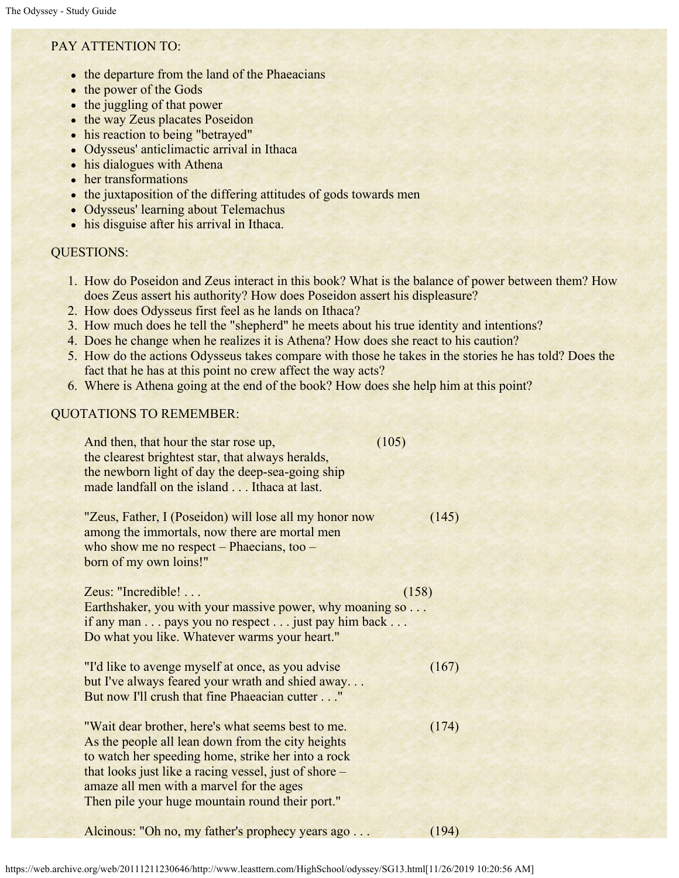PAY ATTENTION TO:

- the departure from the land of the Phaeacians
- the power of the Gods
- the juggling of that power
- the way Zeus placates Poseidon
- his reaction to being "betrayed"
- Odysseus' anticlimactic arrival in Ithaca
- his dialogues with Athena
- her transformations
- the juxtaposition of the differing attitudes of gods towards men
- Odysseus' learning about Telemachus
- his disguise after his arrival in Ithaca.

QUESTIONS:

1. How do Poseidon and Zeus interact in this book? What is the balance of power between them? How does Zeus assert his authority? How does Poseidon assert his displeasure?
2. How does Odysseus first feel as he lands on Ithaca?
3. How much does he tell the "shepherd" he meets about his true identity and intentions?
4. Does he change when he realizes it is Athena? How does she react to his caution?
5. How do the actions Odysseus takes compare with those he takes in the stories he has told? Does the fact that he has at this point no crew affect the way acts?
6. Where is Athena going at the end of the book? How does she help him at this point?

QUOTATIONS TO REMEMBER:

> And then, that hour the star rose up, (105)
> the clearest brightest star, that always heralds,
> the newborn light of day the deep-sea-going ship
> made landfall on the island . . . Ithaca at last.
>
> "Zeus, Father, I (Poseidon) will lose all my honor now (145)
> among the immortals, now there are mortal men
> who show me no respect – Phaecians, too –
> born of my own loins!"
>
> Zeus: "Incredible! . . . (158)
> Earthshaker, you with your massive power, why moaning so . . .
> if any man . . . pays you no respect . . . just pay him back . . .
> Do what you like. Whatever warms your heart."
>
> "I'd like to avenge myself at once, as you advise (167)
> but I've always feared your wrath and shied away. . .
> But now I'll crush that fine Phaeacian cutter . . ."
>
> "Wait dear brother, here's what seems best to me. (174)
> As the people all lean down from the city heights
> to watch her speeding home, strike her into a rock
> that looks just like a racing vessel, just of shore –
> amaze all men with a marvel for the ages
> Then pile your huge mountain round their port."
>
> Alcinous: "Oh no, my father's prophecy years ago . . . (194)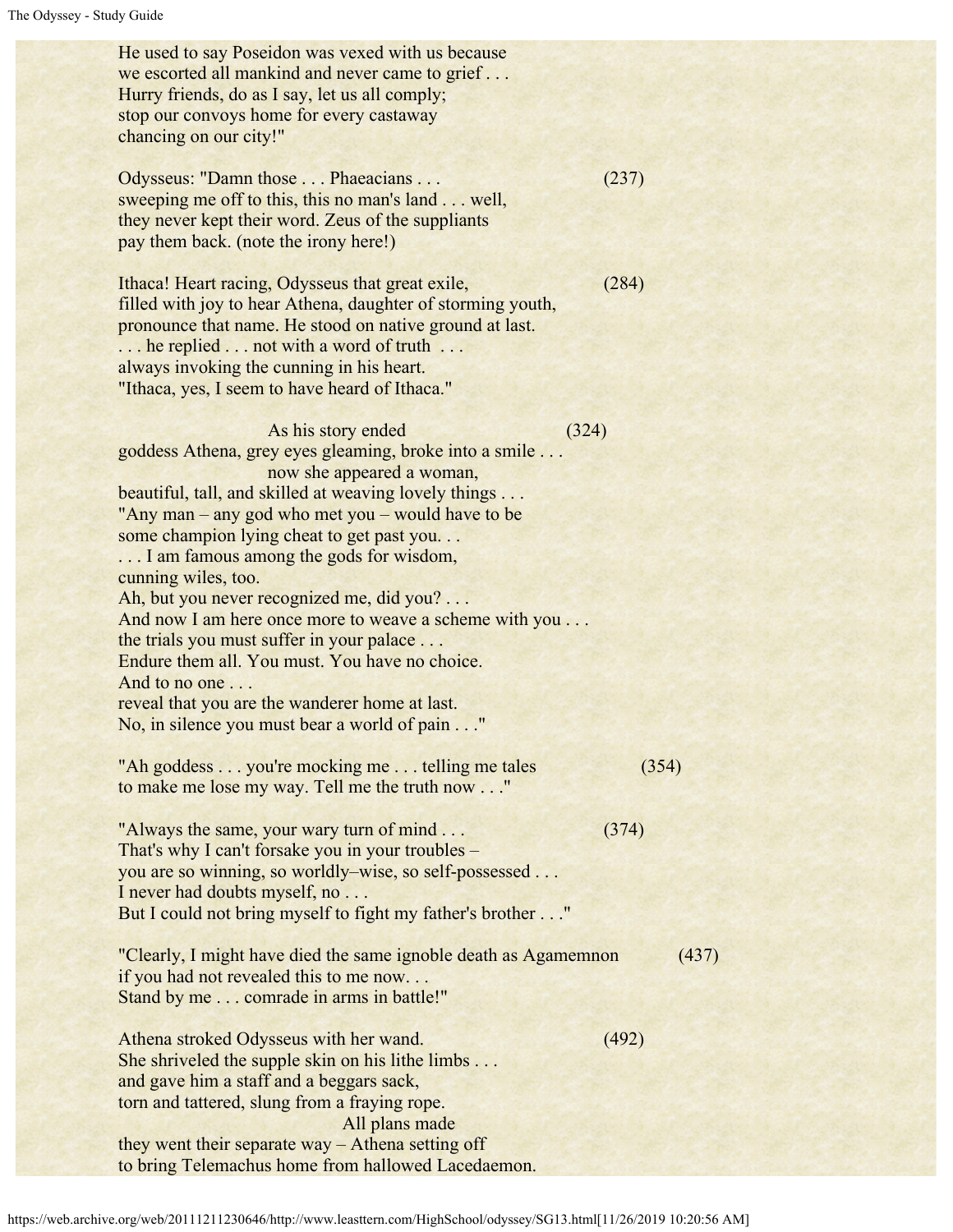He used to say Poseidon was vexed with us because
we escorted all mankind and never came to grief . . .
Hurry friends, do as I say, let us all comply;
stop our convoys home for every castaway
chancing on our city!"

Odysseus: "Damn those . . . Phaeacians . . . (237)
sweeping me off to this, this no man's land . . . well,
they never kept their word. Zeus of the suppliants
pay them back. (note the irony here!)

Ithaca! Heart racing, Odysseus that great exile, (284)
filled with joy to hear Athena, daughter of storming youth,
pronounce that name. He stood on native ground at last.
. . . he replied . . . not with a word of truth . . .
always invoking the cunning in his heart.
"Ithaca, yes, I seem to have heard of Ithaca."

As his story ended (324)
goddess Athena, grey eyes gleaming, broke into a smile . . .
now she appeared a woman,
beautiful, tall, and skilled at weaving lovely things . . .
"Any man – any god who met you – would have to be
some champion lying cheat to get past you. . .
. . . I am famous among the gods for wisdom,
cunning wiles, too.
Ah, but you never recognized me, did you? . . .
And now I am here once more to weave a scheme with you . . .
the trials you must suffer in your palace . . .
Endure them all. You must. You have no choice.
And to no one . . .
reveal that you are the wanderer home at last.
No, in silence you must bear a world of pain . . ."

"Ah goddess . . . you're mocking me . . . telling me tales (354)
to make me lose my way. Tell me the truth now . . ."

"Always the same, your wary turn of mind . . . (374)
That's why I can't forsake you in your troubles –
you are so winning, so worldly–wise, so self-possessed . . .
I never had doubts myself, no . . .
But I could not bring myself to fight my father's brother . . ."

"Clearly, I might have died the same ignoble death as Agamemnon (437)
if you had not revealed this to me now. . .
Stand by me . . . comrade in arms in battle!"

Athena stroked Odysseus with her wand. (492)
She shriveled the supple skin on his lithe limbs . . .
and gave him a staff and a beggars sack,
torn and tattered, slung from a fraying rope.
All plans made
they went their separate way – Athena setting off
to bring Telemachus home from hallowed Lacedaemon.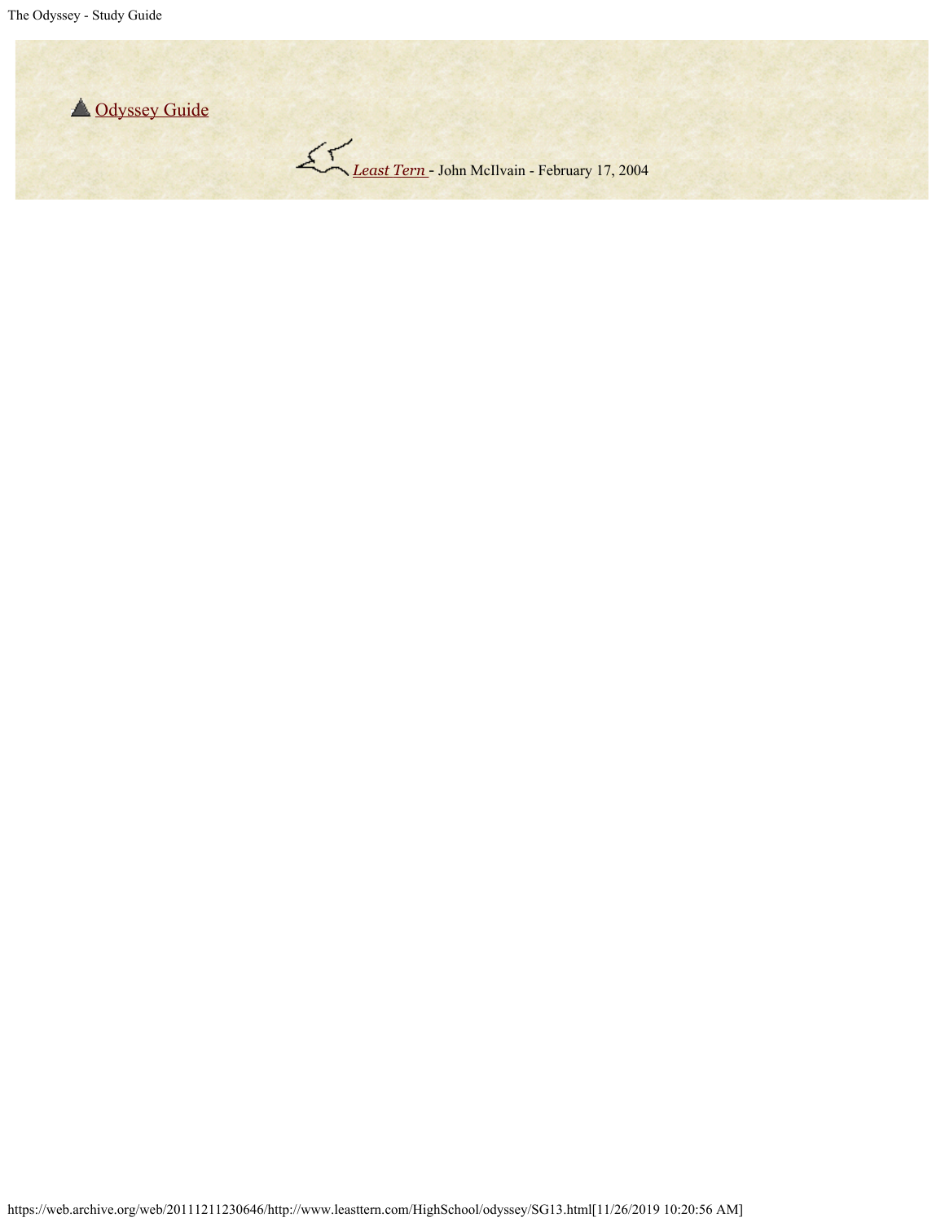▲ Odyssey Guide

*Least Tern* - John McIlvain - February 17, 2004